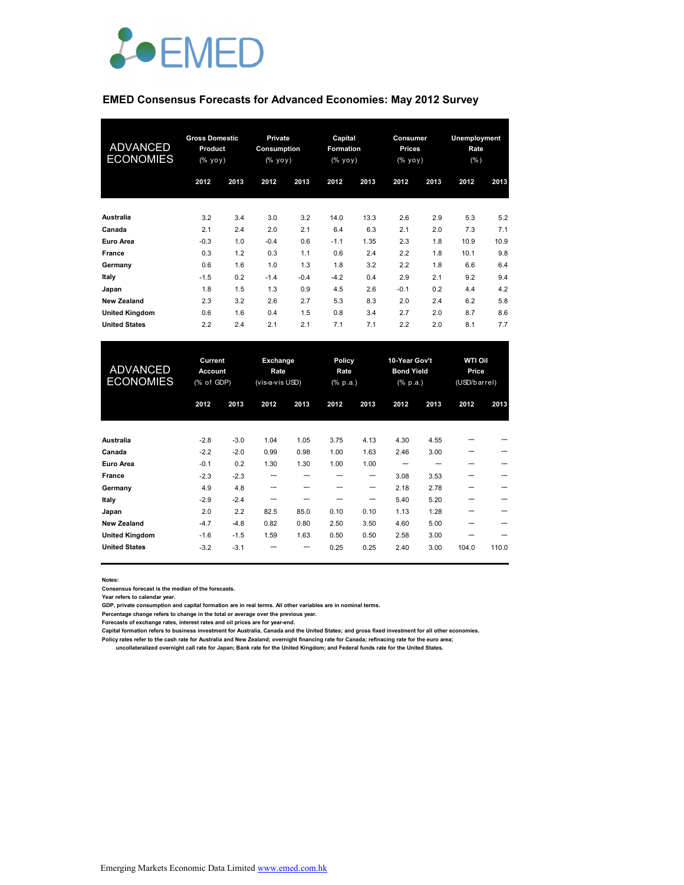EMED

# EMED Consensus Forecasts for Advanced Economies: May 2012 Survey

| ADVANCED ECONOMIES | Gross Domestic Product (% yoy) | | Private Consumption (% yoy) | | Capital Formation (% yoy) | | Consumer Prices (% yoy) | | Unemployment Rate (%) | |
|---|---|---|---|---|---|---|---|---|---|---|
| | 2012 | 2013 | 2012 | 2013 | 2012 | 2013 | 2012 | 2013 | 2012 | 2013 |
| **Australia** | 3.2 | 3.4 | 3.0 | 3.2 | 14.0 | 13.3 | 2.6 | 2.9 | 5.3 | 5.2 |
| **Canada** | 2.1 | 2.4 | 2.0 | 2.1 | 6.4 | 6.3 | 2.1 | 2.0 | 7.3 | 7.1 |
| **Euro Area** | -0.3 | 1.0 | -0.4 | 0.6 | -1.1 | 1.35 | 2.3 | 1.8 | 10.9 | 10.9 |
| **France** | 0.3 | 1.2 | 0.3 | 1.1 | 0.6 | 2.4 | 2.2 | 1.8 | 10.1 | 9.8 |
| **Germany** | 0.6 | 1.6 | 1.0 | 1.3 | 1.8 | 3.2 | 2.2 | 1.8 | 6.6 | 6.4 |
| **Italy** | -1.5 | 0.2 | -1.4 | -0.4 | -4.2 | 0.4 | 2.9 | 2.1 | 9.2 | 9.4 |
| **Japan** | 1.8 | 1.5 | 1.3 | 0.9 | 4.5 | 2.6 | -0.1 | 0.2 | 4.4 | 4.2 |
| **New Zealand** | 2.3 | 3.2 | 2.6 | 2.7 | 5.3 | 8.3 | 2.0 | 2.4 | 6.2 | 5.8 |
| **United Kingdom** | 0.6 | 1.6 | 0.4 | 1.5 | 0.8 | 3.4 | 2.7 | 2.0 | 8.7 | 8.6 |
| **United States** | 2.2 | 2.4 | 2.1 | 2.1 | 7.1 | 7.1 | 2.2 | 2.0 | 8.1 | 7.7 |

| ADVANCED ECONOMIES | Current Account (% of GDP) | | Exchange Rate (vis-a-vis USD) | | Policy Rate (% p.a.) | | 10-Year Gov't Bond Yield (% p.a.) | | WTI Oil Price (USD/barrel) | |
|---|---|---|---|---|---|---|---|---|---|---|
| | 2012 | 2013 | 2012 | 2013 | 2012 | 2013 | 2012 | 2013 | 2012 | 2013 |
| **Australia** | -2.8 | -3.0 | 1.04 | 1.05 | 3.75 | 4.13 | 4.30 | 4.55 | --- | --- |
| **Canada** | -2.2 | -2.0 | 0.99 | 0.98 | 1.00 | 1.63 | 2.46 | 3.00 | --- | --- |
| **Euro Area** | -0.1 | 0.2 | 1.30 | 1.30 | 1.00 | 1.00 | --- | --- | --- | --- |
| **France** | -2.3 | -2.3 | --- | --- | --- | --- | 3.08 | 3.53 | --- | --- |
| **Germany** | 4.9 | 4.8 | --- | --- | --- | --- | 2.18 | 2.78 | --- | --- |
| **Italy** | -2.9 | -2.4 | --- | --- | --- | --- | 5.40 | 5.20 | --- | --- |
| **Japan** | 2.0 | 2.2 | 82.5 | 85.0 | 0.10 | 0.10 | 1.13 | 1.28 | --- | --- |
| **New Zealand** | -4.7 | -4.8 | 0.82 | 0.80 | 2.50 | 3.50 | 4.60 | 5.00 | --- | --- |
| **United Kingdom** | -1.6 | -1.5 | 1.59 | 1.63 | 0.50 | 0.50 | 2.58 | 3.00 | --- | --- |
| **United States** | -3.2 | -3.1 | --- | --- | 0.25 | 0.25 | 2.40 | 3.00 | 104.0 | 110.0 |

**Notes:**

Consensus forecast is the median of the forecasts.

Year refers to calendar year.

GDP, private consumption and capital formation are in real terms. All other variables are in nominal terms.

Percentage change refers to change in the total or average over the previous year.

Forecasts of exchange rates, interest rates and oil prices are for year-end.

Capital formation refers to business investment for Australia, Canada and the United States; and gross fixed investment for all other economies.

Policy rates refer to the cash rate for Australia and New Zealand; overnight financing rate for Canada; refinacing rate for the euro area; uncollateralized overnight call rate for Japan; Bank rate for the United Kingdom; and Federal funds rate for the United States.

Emerging Markets Economic Data Limited www.emed.com.hk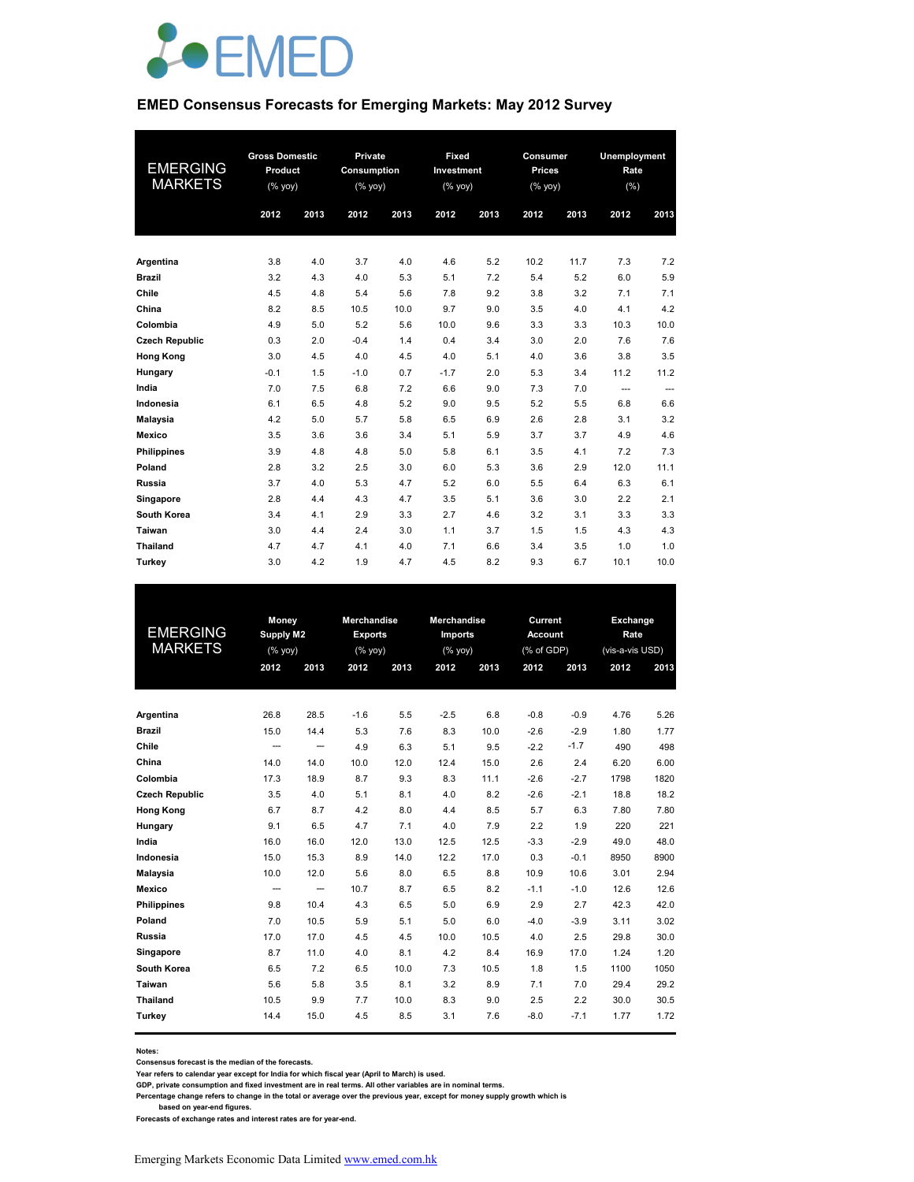# EMED

## EMED Consensus Forecasts for Emerging Markets: May 2012 Survey

| EMERGING MARKETS | Gross Domestic Product (% yoy) | | Private Consumption (% yoy) | | Fixed Investment (% yoy) | | Consumer Prices (% yoy) | | Unemployment Rate (%) | |
|---|---|---|---|---|---|---|---|---|---|---|
| | 2012 | 2013 | 2012 | 2013 | 2012 | 2013 | 2012 | 2013 | 2012 | 2013 |
| **Argentina** | 3.8 | 4.0 | 3.7 | 4.0 | 4.6 | 5.2 | 10.2 | 11.7 | 7.3 | 7.2 |
| **Brazil** | 3.2 | 4.3 | 4.0 | 5.3 | 5.1 | 7.2 | 5.4 | 5.2 | 6.0 | 5.9 |
| **Chile** | 4.5 | 4.8 | 5.4 | 5.6 | 7.8 | 9.2 | 3.8 | 3.2 | 7.1 | 7.1 |
| **China** | 8.2 | 8.5 | 10.5 | 10.0 | 9.7 | 9.0 | 3.5 | 4.0 | 4.1 | 4.2 |
| **Colombia** | 4.9 | 5.0 | 5.2 | 5.6 | 10.0 | 9.6 | 3.3 | 3.3 | 10.3 | 10.0 |
| **Czech Republic** | 0.3 | 2.0 | -0.4 | 1.4 | 0.4 | 3.4 | 3.0 | 2.0 | 7.6 | 7.6 |
| **Hong Kong** | 3.0 | 4.5 | 4.0 | 4.5 | 4.0 | 5.1 | 4.0 | 3.6 | 3.8 | 3.5 |
| **Hungary** | -0.1 | 1.5 | -1.0 | 0.7 | -1.7 | 2.0 | 5.3 | 3.4 | 11.2 | 11.2 |
| **India** | 7.0 | 7.5 | 6.8 | 7.2 | 6.6 | 9.0 | 7.3 | 7.0 | --- | --- |
| **Indonesia** | 6.1 | 6.5 | 4.8 | 5.2 | 9.0 | 9.5 | 5.2 | 5.5 | 6.8 | 6.6 |
| **Malaysia** | 4.2 | 5.0 | 5.7 | 5.8 | 6.5 | 6.9 | 2.6 | 2.8 | 3.1 | 3.2 |
| **Mexico** | 3.5 | 3.6 | 3.6 | 3.4 | 5.1 | 5.9 | 3.7 | 3.7 | 4.9 | 4.6 |
| **Philippines** | 3.9 | 4.8 | 4.8 | 5.0 | 5.8 | 6.1 | 3.5 | 4.1 | 7.2 | 7.3 |
| **Poland** | 2.8 | 3.2 | 2.5 | 3.0 | 6.0 | 5.3 | 3.6 | 2.9 | 12.0 | 11.1 |
| **Russia** | 3.7 | 4.0 | 5.3 | 4.7 | 5.2 | 6.0 | 5.5 | 6.4 | 6.3 | 6.1 |
| **Singapore** | 2.8 | 4.4 | 4.3 | 4.7 | 3.5 | 5.1 | 3.6 | 3.0 | 2.2 | 2.1 |
| **South Korea** | 3.4 | 4.1 | 2.9 | 3.3 | 2.7 | 4.6 | 3.2 | 3.1 | 3.3 | 3.3 |
| **Taiwan** | 3.0 | 4.4 | 2.4 | 3.0 | 1.1 | 3.7 | 1.5 | 1.5 | 4.3 | 4.3 |
| **Thailand** | 4.7 | 4.7 | 4.1 | 4.0 | 7.1 | 6.6 | 3.4 | 3.5 | 1.0 | 1.0 |
| **Turkey** | 3.0 | 4.2 | 1.9 | 4.7 | 4.5 | 8.2 | 9.3 | 6.7 | 10.1 | 10.0 |

| EMERGING MARKETS | Money Supply M2 (% yoy) | | Merchandise Exports (% yoy) | | Merchandise Imports (% yoy) | | Current Account (% of GDP) | | Exchange Rate (vis-a-vis USD) | |
|---|---|---|---|---|---|---|---|---|---|---|
| | 2012 | 2013 | 2012 | 2013 | 2012 | 2013 | 2012 | 2013 | 2012 | 2013 |
| **Argentina** | 26.8 | 28.5 | -1.6 | 5.5 | -2.5 | 6.8 | -0.8 | -0.9 | 4.76 | 5.26 |
| **Brazil** | 15.0 | 14.4 | 5.3 | 7.6 | 8.3 | 10.0 | -2.6 | -2.9 | 1.80 | 1.77 |
| **Chile** | --- | --- | 4.9 | 6.3 | 5.1 | 9.5 | -2.2 | -1.7 | 490 | 498 |
| **China** | 14.0 | 14.0 | 10.0 | 12.0 | 12.4 | 15.0 | 2.6 | 2.4 | 6.20 | 6.00 |
| **Colombia** | 17.3 | 18.9 | 8.7 | 9.3 | 8.3 | 11.1 | -2.6 | -2.7 | 1798 | 1820 |
| **Czech Republic** | 3.5 | 4.0 | 5.1 | 8.1 | 4.0 | 8.2 | -2.6 | -2.1 | 18.8 | 18.2 |
| **Hong Kong** | 6.7 | 8.7 | 4.2 | 8.0 | 4.4 | 8.5 | 5.7 | 6.3 | 7.80 | 7.80 |
| **Hungary** | 9.1 | 6.5 | 4.7 | 7.1 | 4.0 | 7.9 | 2.2 | 1.9 | 220 | 221 |
| **India** | 16.0 | 16.0 | 12.0 | 13.0 | 12.5 | 12.5 | -3.3 | -2.9 | 49.0 | 48.0 |
| **Indonesia** | 15.0 | 15.3 | 8.9 | 14.0 | 12.2 | 17.0 | 0.3 | -0.1 | 8950 | 8900 |
| **Malaysia** | 10.0 | 12.0 | 5.6 | 8.0 | 6.5 | 8.8 | 10.9 | 10.6 | 3.01 | 2.94 |
| **Mexico** | --- | --- | 10.7 | 8.7 | 6.5 | 8.2 | -1.1 | -1.0 | 12.6 | 12.6 |
| **Philippines** | 9.8 | 10.4 | 4.3 | 6.5 | 5.0 | 6.9 | 2.9 | 2.7 | 42.3 | 42.0 |
| **Poland** | 7.0 | 10.5 | 5.9 | 5.1 | 5.0 | 6.0 | -4.0 | -3.9 | 3.11 | 3.02 |
| **Russia** | 17.0 | 17.0 | 4.5 | 4.5 | 10.0 | 10.5 | 4.0 | 2.5 | 29.8 | 30.0 |
| **Singapore** | 8.7 | 11.0 | 4.0 | 8.1 | 4.2 | 8.4 | 16.9 | 17.0 | 1.24 | 1.20 |
| **South Korea** | 6.5 | 7.2 | 6.5 | 10.0 | 7.3 | 10.5 | 1.8 | 1.5 | 1100 | 1050 |
| **Taiwan** | 5.6 | 5.8 | 3.5 | 8.1 | 3.2 | 8.9 | 7.1 | 7.0 | 29.4 | 29.2 |
| **Thailand** | 10.5 | 9.9 | 7.7 | 10.0 | 8.3 | 9.0 | 2.5 | 2.2 | 30.0 | 30.5 |
| **Turkey** | 14.4 | 15.0 | 4.5 | 8.5 | 3.1 | 7.6 | -8.0 | -7.1 | 1.77 | 1.72 |

**Notes:**
**Consensus forecast is the median of the forecasts.**
**Year refers to calendar year except for India for which fiscal year (April to March) is used.**
**GDP, private consumption and fixed investment are in real terms. All other variables are in nominal terms.**
**Percentage change refers to change in the total or average over the previous year, except for money supply growth which is based on year-end figures.**
**Forecasts of exchange rates and interest rates are for year-end.**

Emerging Markets Economic Data Limited www.emed.com.hk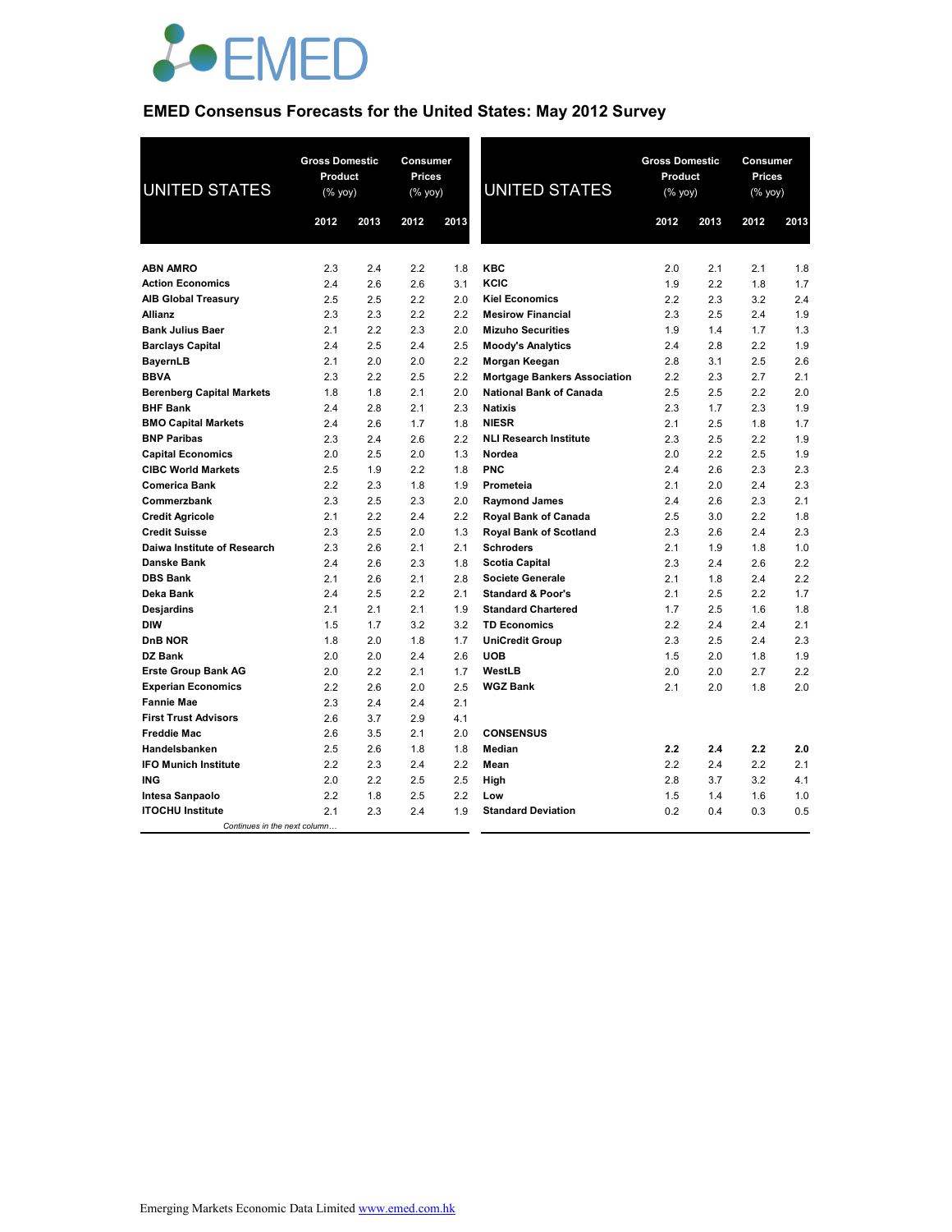EMED

## EMED Consensus Forecasts for the United States: May 2012 Survey

| UNITED STATES | Gross Domestic Product (% yoy) | | Consumer Prices (% yoy) | |
|---|---|---|---|---|
| | 2012 | 2013 | 2012 | 2013 |
| **ABN AMRO** | 2.3 | 2.4 | 2.2 | 1.8 |
| **Action Economics** | 2.4 | 2.6 | 2.6 | 3.1 |
| **AIB Global Treasury** | 2.5 | 2.5 | 2.2 | 2.0 |
| **Allianz** | 2.3 | 2.3 | 2.2 | 2.2 |
| **Bank Julius Baer** | 2.1 | 2.2 | 2.3 | 2.0 |
| **Barclays Capital** | 2.4 | 2.5 | 2.4 | 2.5 |
| **BayernLB** | 2.1 | 2.0 | 2.0 | 2.2 |
| **BBVA** | 2.3 | 2.2 | 2.5 | 2.2 |
| **Berenberg Capital Markets** | 1.8 | 1.8 | 2.1 | 2.0 |
| **BHF Bank** | 2.4 | 2.8 | 2.1 | 2.3 |
| **BMO Capital Markets** | 2.4 | 2.6 | 1.7 | 1.8 |
| **BNP Paribas** | 2.3 | 2.4 | 2.6 | 2.2 |
| **Capital Economics** | 2.0 | 2.5 | 2.0 | 1.3 |
| **CIBC World Markets** | 2.5 | 1.9 | 2.2 | 1.8 |
| **Comerica Bank** | 2.2 | 2.3 | 1.8 | 1.9 |
| **Commerzbank** | 2.3 | 2.5 | 2.3 | 2.0 |
| **Credit Agricole** | 2.1 | 2.2 | 2.4 | 2.2 |
| **Credit Suisse** | 2.3 | 2.5 | 2.0 | 1.3 |
| **Daiwa Institute of Research** | 2.3 | 2.6 | 2.1 | 2.1 |
| **Danske Bank** | 2.4 | 2.6 | 2.3 | 1.8 |
| **DBS Bank** | 2.1 | 2.6 | 2.1 | 2.8 |
| **Deka Bank** | 2.4 | 2.5 | 2.2 | 2.1 |
| **Desjardins** | 2.1 | 2.1 | 2.1 | 1.9 |
| **DIW** | 1.5 | 1.7 | 3.2 | 3.2 |
| **DnB NOR** | 1.8 | 2.0 | 1.8 | 1.7 |
| **DZ Bank** | 2.0 | 2.0 | 2.4 | 2.6 |
| **Erste Group Bank AG** | 2.0 | 2.2 | 2.1 | 1.7 |
| **Experian Economics** | 2.2 | 2.6 | 2.0 | 2.5 |
| **Fannie Mae** | 2.3 | 2.4 | 2.4 | 2.1 |
| **First Trust Advisors** | 2.6 | 3.7 | 2.9 | 4.1 |
| **Freddie Mac** | 2.6 | 3.5 | 2.1 | 2.0 |
| **Handelsbanken** | 2.5 | 2.6 | 1.8 | 1.8 |
| **IFO Munich Institute** | 2.2 | 2.3 | 2.4 | 2.2 |
| **ING** | 2.0 | 2.2 | 2.5 | 2.5 |
| **Intesa Sanpaolo** | 2.2 | 1.8 | 2.5 | 2.2 |
| **ITOCHU Institute** | 2.1 | 2.3 | 2.4 | 1.9 |
| **KBC** | 2.0 | 2.1 | 2.1 | 1.8 |
| **KCIC** | 1.9 | 2.2 | 1.8 | 1.7 |
| **Kiel Economics** | 2.2 | 2.3 | 3.2 | 2.4 |
| **Mesirow Financial** | 2.3 | 2.5 | 2.4 | 1.9 |
| **Mizuho Securities** | 1.9 | 1.4 | 1.7 | 1.3 |
| **Moody's Analytics** | 2.4 | 2.8 | 2.2 | 1.9 |
| **Morgan Keegan** | 2.8 | 3.1 | 2.5 | 2.6 |
| **Mortgage Bankers Association** | 2.2 | 2.3 | 2.7 | 2.1 |
| **National Bank of Canada** | 2.5 | 2.5 | 2.2 | 2.0 |
| **Natixis** | 2.3 | 1.7 | 2.3 | 1.9 |
| **NIESR** | 2.1 | 2.5 | 1.8 | 1.7 |
| **NLI Research Institute** | 2.3 | 2.5 | 2.2 | 1.9 |
| **Nordea** | 2.0 | 2.2 | 2.5 | 1.9 |
| **PNC** | 2.4 | 2.6 | 2.3 | 2.3 |
| **Prometeia** | 2.1 | 2.0 | 2.4 | 2.3 |
| **Raymond James** | 2.4 | 2.6 | 2.3 | 2.1 |
| **Royal Bank of Canada** | 2.5 | 3.0 | 2.2 | 1.8 |
| **Royal Bank of Scotland** | 2.3 | 2.6 | 2.4 | 2.3 |
| **Schroders** | 2.1 | 1.9 | 1.8 | 1.0 |
| **Scotia Capital** | 2.3 | 2.4 | 2.6 | 2.2 |
| **Societe Generale** | 2.1 | 1.8 | 2.4 | 2.2 |
| **Standard & Poor's** | 2.1 | 2.5 | 2.2 | 1.7 |
| **Standard Chartered** | 1.7 | 2.5 | 1.6 | 1.8 |
| **TD Economics** | 2.2 | 2.4 | 2.4 | 2.1 |
| **UniCredit Group** | 2.3 | 2.5 | 2.4 | 2.3 |
| **UOB** | 1.5 | 2.0 | 1.8 | 1.9 |
| **WestLB** | 2.0 | 2.0 | 2.7 | 2.2 |
| **WGZ Bank** | 2.1 | 2.0 | 1.8 | 2.0 |
| **CONSENSUS** | | | | |
| **Median** | **2.2** | **2.4** | **2.2** | **2.0** |
| **Mean** | 2.2 | 2.4 | 2.2 | 2.1 |
| **High** | 2.8 | 3.7 | 3.2 | 4.1 |
| **Low** | 1.5 | 1.4 | 1.6 | 1.0 |
| **Standard Deviation** | 0.2 | 0.4 | 0.3 | 0.5 |

*Continues in the next column…*

Emerging Markets Economic Data Limited www.emed.com.hk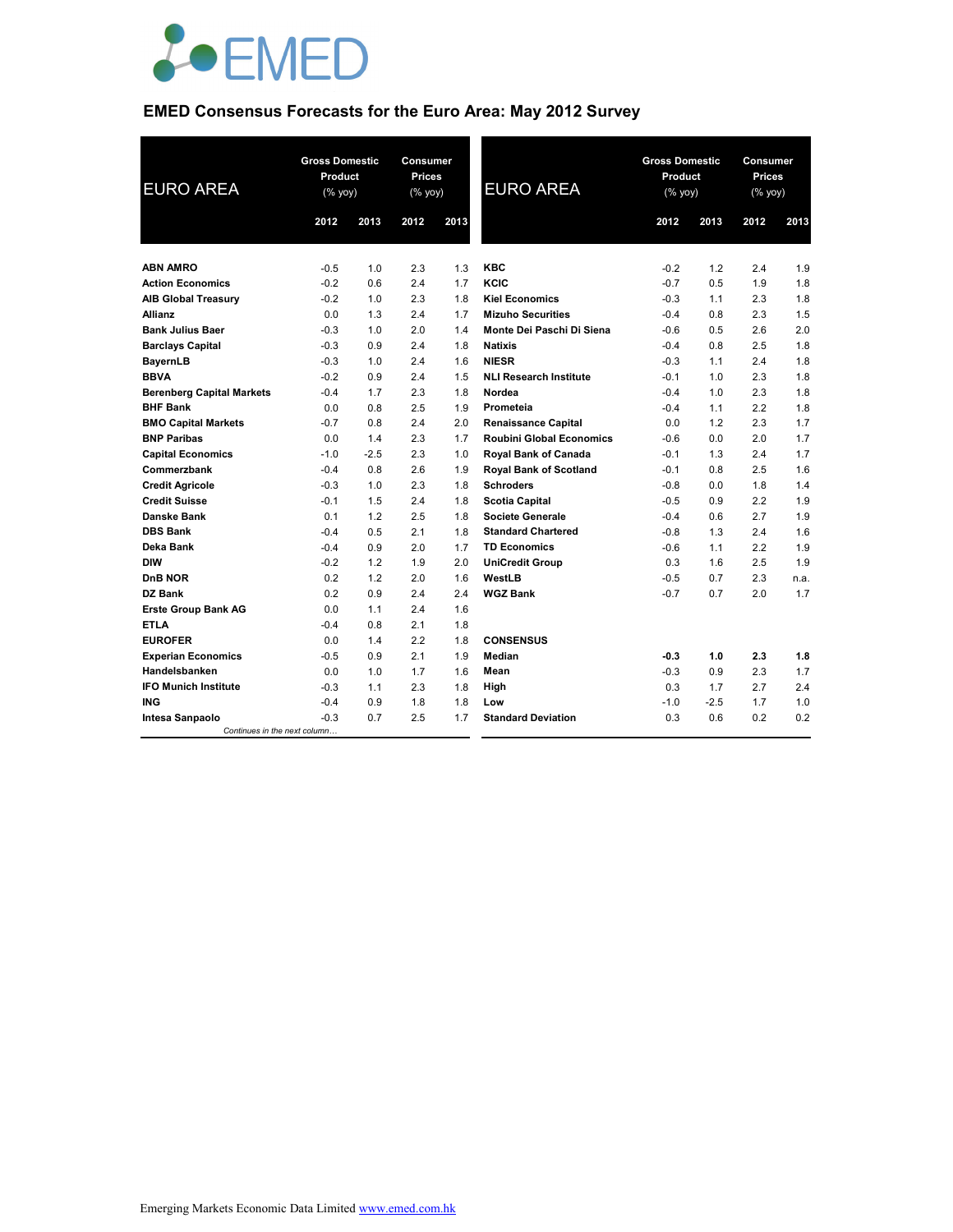# EMED Consensus Forecasts for the Euro Area: May 2012 Survey

| EURO AREA | Gross Domestic Product (% yoy) | | Consumer Prices (% yoy) | |
|---|---|---|---|---|
| | 2012 | 2013 | 2012 | 2013 |
| **ABN AMRO** | -0.5 | 1.0 | 2.3 | 1.3 |
| **Action Economics** | -0.2 | 0.6 | 2.4 | 1.7 |
| **AIB Global Treasury** | -0.2 | 1.0 | 2.3 | 1.8 |
| **Allianz** | 0.0 | 1.3 | 2.4 | 1.7 |
| **Bank Julius Baer** | -0.3 | 1.0 | 2.0 | 1.4 |
| **Barclays Capital** | -0.3 | 0.9 | 2.4 | 1.8 |
| **BayernLB** | -0.3 | 1.0 | 2.4 | 1.6 |
| **BBVA** | -0.2 | 0.9 | 2.4 | 1.5 |
| **Berenberg Capital Markets** | -0.4 | 1.7 | 2.3 | 1.8 |
| **BHF Bank** | 0.0 | 0.8 | 2.5 | 1.9 |
| **BMO Capital Markets** | -0.7 | 0.8 | 2.4 | 2.0 |
| **BNP Paribas** | 0.0 | 1.4 | 2.3 | 1.7 |
| **Capital Economics** | -1.0 | -2.5 | 2.3 | 1.0 |
| **Commerzbank** | -0.4 | 0.8 | 2.6 | 1.9 |
| **Credit Agricole** | -0.3 | 1.0 | 2.3 | 1.8 |
| **Credit Suisse** | -0.1 | 1.5 | 2.4 | 1.8 |
| **Danske Bank** | 0.1 | 1.2 | 2.5 | 1.8 |
| **DBS Bank** | -0.4 | 0.5 | 2.1 | 1.8 |
| **Deka Bank** | -0.4 | 0.9 | 2.0 | 1.7 |
| **DIW** | -0.2 | 1.2 | 1.9 | 2.0 |
| **DnB NOR** | 0.2 | 1.2 | 2.0 | 1.6 |
| **DZ Bank** | 0.2 | 0.9 | 2.4 | 2.4 |
| **Erste Group Bank AG** | 0.0 | 1.1 | 2.4 | 1.6 |
| **ETLA** | -0.4 | 0.8 | 2.1 | 1.8 |
| **EUROFER** | 0.0 | 1.4 | 2.2 | 1.8 |
| **Experian Economics** | -0.5 | 0.9 | 2.1 | 1.9 |
| **Handelsbanken** | 0.0 | 1.0 | 1.7 | 1.6 |
| **IFO Munich Institute** | -0.3 | 1.1 | 2.3 | 1.8 |
| **ING** | -0.4 | 0.9 | 1.8 | 1.8 |
| **Intesa Sanpaolo** | -0.3 | 0.7 | 2.5 | 1.7 |
| **KBC** | -0.2 | 1.2 | 2.4 | 1.9 |
| **KCIC** | -0.7 | 0.5 | 1.9 | 1.8 |
| **Kiel Economics** | -0.3 | 1.1 | 2.3 | 1.8 |
| **Mizuho Securities** | -0.4 | 0.8 | 2.3 | 1.5 |
| **Monte Dei Paschi Di Siena** | -0.6 | 0.5 | 2.6 | 2.0 |
| **Natixis** | -0.4 | 0.8 | 2.5 | 1.8 |
| **NIESR** | -0.3 | 1.1 | 2.4 | 1.8 |
| **NLI Research Institute** | -0.1 | 1.0 | 2.3 | 1.8 |
| **Nordea** | -0.4 | 1.0 | 2.3 | 1.8 |
| **Prometeia** | -0.4 | 1.1 | 2.2 | 1.8 |
| **Renaissance Capital** | 0.0 | 1.2 | 2.3 | 1.7 |
| **Roubini Global Economics** | -0.6 | 0.0 | 2.0 | 1.7 |
| **Royal Bank of Canada** | -0.1 | 1.3 | 2.4 | 1.7 |
| **Royal Bank of Scotland** | -0.1 | 0.8 | 2.5 | 1.6 |
| **Schroders** | -0.8 | 0.0 | 1.8 | 1.4 |
| **Scotia Capital** | -0.5 | 0.9 | 2.2 | 1.9 |
| **Societe Generale** | -0.4 | 0.6 | 2.7 | 1.9 |
| **Standard Chartered** | -0.8 | 1.3 | 2.4 | 1.6 |
| **TD Economics** | -0.6 | 1.1 | 2.2 | 1.9 |
| **UniCredit Group** | 0.3 | 1.6 | 2.5 | 1.9 |
| **WestLB** | -0.5 | 0.7 | 2.3 | n.a. |
| **WGZ Bank** | -0.7 | 0.7 | 2.0 | 1.7 |
| **CONSENSUS** | | | | |
| **Median** | **-0.3** | **1.0** | **2.3** | **1.8** |
| **Mean** | -0.3 | 0.9 | 2.3 | 1.7 |
| **High** | 0.3 | 1.7 | 2.7 | 2.4 |
| **Low** | -1.0 | -2.5 | 1.7 | 1.0 |
| **Standard Deviation** | 0.3 | 0.6 | 0.2 | 0.2 |

Emerging Markets Economic Data Limited www.emed.com.hk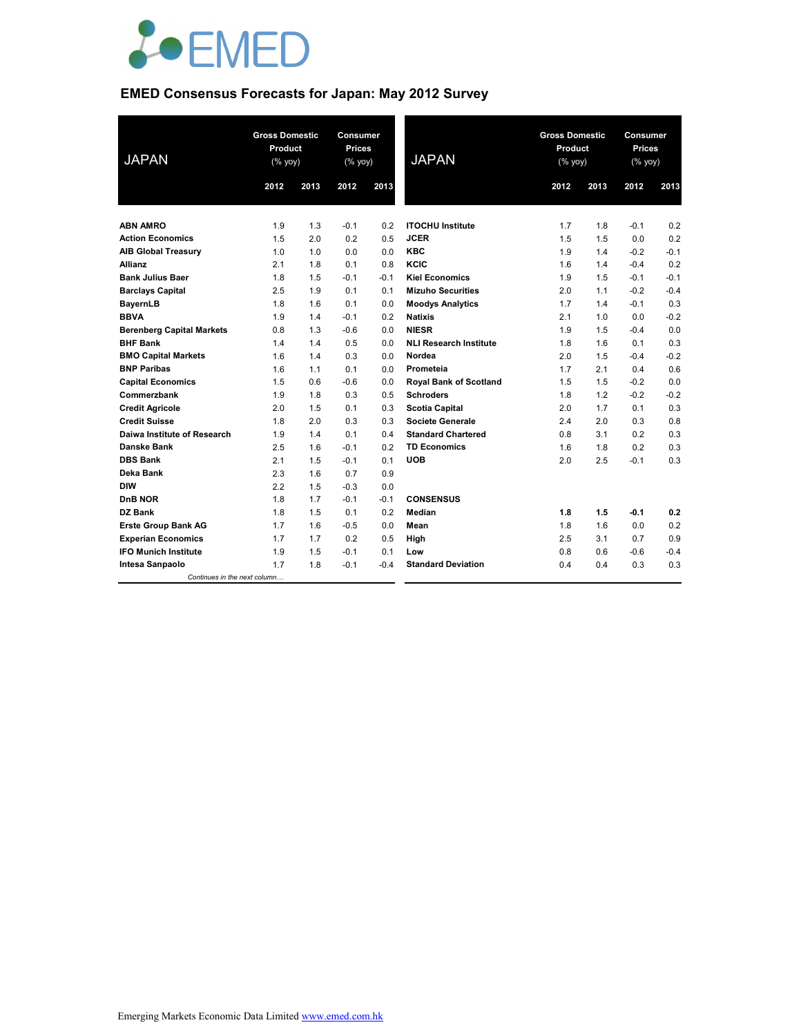EMED

## EMED Consensus Forecasts for Japan: May 2012 Survey

| JAPAN | Gross Domestic Product (% yoy) | | Consumer Prices (% yoy) | |
|---|---|---|---|---|
| | 2012 | 2013 | 2012 | 2013 |
| **ABN AMRO** | 1.9 | 1.3 | -0.1 | 0.2 |
| **Action Economics** | 1.5 | 2.0 | 0.2 | 0.5 |
| **AIB Global Treasury** | 1.0 | 1.0 | 0.0 | 0.0 |
| **Allianz** | 2.1 | 1.8 | 0.1 | 0.8 |
| **Bank Julius Baer** | 1.8 | 1.5 | -0.1 | -0.1 |
| **Barclays Capital** | 2.5 | 1.9 | 0.1 | 0.1 |
| **BayernLB** | 1.8 | 1.6 | 0.1 | 0.0 |
| **BBVA** | 1.9 | 1.4 | -0.1 | 0.2 |
| **Berenberg Capital Markets** | 0.8 | 1.3 | -0.6 | 0.0 |
| **BHF Bank** | 1.4 | 1.4 | 0.5 | 0.0 |
| **BMO Capital Markets** | 1.6 | 1.4 | 0.3 | 0.0 |
| **BNP Paribas** | 1.6 | 1.1 | 0.1 | 0.0 |
| **Capital Economics** | 1.5 | 0.6 | -0.6 | 0.0 |
| **Commerzbank** | 1.9 | 1.8 | 0.3 | 0.5 |
| **Credit Agricole** | 2.0 | 1.5 | 0.1 | 0.3 |
| **Credit Suisse** | 1.8 | 2.0 | 0.3 | 0.3 |
| **Daiwa Institute of Research** | 1.9 | 1.4 | 0.1 | 0.4 |
| **Danske Bank** | 2.5 | 1.6 | -0.1 | 0.2 |
| **DBS Bank** | 2.1 | 1.5 | -0.1 | 0.1 |
| **Deka Bank** | 2.3 | 1.6 | 0.7 | 0.9 |
| **DIW** | 2.2 | 1.5 | -0.3 | 0.0 |
| **DnB NOR** | 1.8 | 1.7 | -0.1 | -0.1 |
| **DZ Bank** | 1.8 | 1.5 | 0.1 | 0.2 |
| **Erste Group Bank AG** | 1.7 | 1.6 | -0.5 | 0.0 |
| **Experian Economics** | 1.7 | 1.7 | 0.2 | 0.5 |
| **IFO Munich Institute** | 1.9 | 1.5 | -0.1 | 0.1 |
| **Intesa Sanpaolo** | 1.7 | 1.8 | -0.1 | -0.4 |
| **ITOCHU Institute** | 1.7 | 1.8 | -0.1 | 0.2 |
| **JCER** | 1.5 | 1.5 | 0.0 | 0.2 |
| **KBC** | 1.9 | 1.4 | -0.2 | -0.1 |
| **KCIC** | 1.6 | 1.4 | -0.4 | 0.2 |
| **Kiel Economics** | 1.9 | 1.5 | -0.1 | -0.1 |
| **Mizuho Securities** | 2.0 | 1.1 | -0.2 | -0.4 |
| **Moodys Analytics** | 1.7 | 1.4 | -0.1 | 0.3 |
| **Natixis** | 2.1 | 1.0 | 0.0 | -0.2 |
| **NIESR** | 1.9 | 1.5 | -0.4 | 0.0 |
| **NLI Research Institute** | 1.8 | 1.6 | 0.1 | 0.3 |
| **Nordea** | 2.0 | 1.5 | -0.4 | -0.2 |
| **Prometeia** | 1.7 | 2.1 | 0.4 | 0.6 |
| **Royal Bank of Scotland** | 1.5 | 1.5 | -0.2 | 0.0 |
| **Schroders** | 1.8 | 1.2 | -0.2 | -0.2 |
| **Scotia Capital** | 2.0 | 1.7 | 0.1 | 0.3 |
| **Societe Generale** | 2.4 | 2.0 | 0.3 | 0.8 |
| **Standard Chartered** | 0.8 | 3.1 | 0.2 | 0.3 |
| **TD Economics** | 1.6 | 1.8 | 0.2 | 0.3 |
| **UOB** | 2.0 | 2.5 | -0.1 | 0.3 |
| **CONSENSUS** | | | | |
| **Median** | **1.8** | **1.5** | **-0.1** | **0.2** |
| **Mean** | 1.8 | 1.6 | 0.0 | 0.2 |
| **High** | 2.5 | 3.1 | 0.7 | 0.9 |
| **Low** | 0.8 | 0.6 | -0.6 | -0.4 |
| **Standard Deviation** | 0.4 | 0.4 | 0.3 | 0.3 |

*Continues in the next column…*

Emerging Markets Economic Data Limited www.emed.com.hk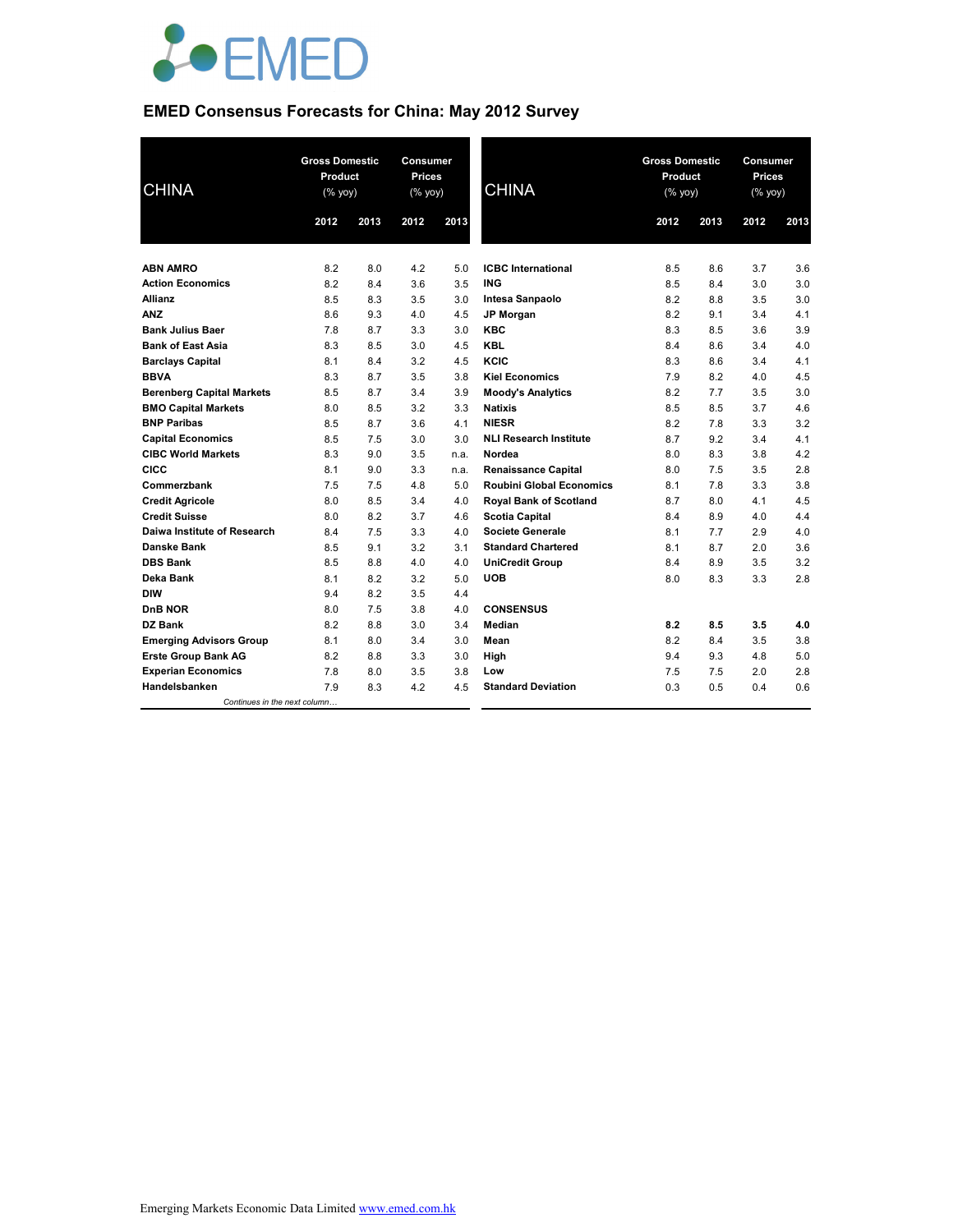# EMED Consensus Forecasts for China: May 2012 Survey

| CHINA | Gross Domestic Product (% yoy) | | Consumer Prices (% yoy) | |
|---|---|---|---|---|
| | 2012 | 2013 | 2012 | 2013 |
| **ABN AMRO** | 8.2 | 8.0 | 4.2 | 5.0 |
| **Action Economics** | 8.2 | 8.4 | 3.6 | 3.5 |
| **Allianz** | 8.5 | 8.3 | 3.5 | 3.0 |
| **ANZ** | 8.6 | 9.3 | 4.0 | 4.5 |
| **Bank Julius Baer** | 7.8 | 8.7 | 3.3 | 3.0 |
| **Bank of East Asia** | 8.3 | 8.5 | 3.0 | 4.5 |
| **Barclays Capital** | 8.1 | 8.4 | 3.2 | 4.5 |
| **BBVA** | 8.3 | 8.7 | 3.5 | 3.8 |
| **Berenberg Capital Markets** | 8.5 | 8.7 | 3.4 | 3.9 |
| **BMO Capital Markets** | 8.0 | 8.5 | 3.2 | 3.3 |
| **BNP Paribas** | 8.5 | 8.7 | 3.6 | 4.1 |
| **Capital Economics** | 8.5 | 7.5 | 3.0 | 3.0 |
| **CIBC World Markets** | 8.3 | 9.0 | 3.5 | n.a. |
| **CICC** | 8.1 | 9.0 | 3.3 | n.a. |
| **Commerzbank** | 7.5 | 7.5 | 4.8 | 5.0 |
| **Credit Agricole** | 8.0 | 8.5 | 3.4 | 4.0 |
| **Credit Suisse** | 8.0 | 8.2 | 3.7 | 4.6 |
| **Daiwa Institute of Research** | 8.4 | 7.5 | 3.3 | 4.0 |
| **Danske Bank** | 8.5 | 9.1 | 3.2 | 3.1 |
| **DBS Bank** | 8.5 | 8.8 | 4.0 | 4.0 |
| **Deka Bank** | 8.1 | 8.2 | 3.2 | 5.0 |
| **DIW** | 9.4 | 8.2 | 3.5 | 4.4 |
| **DnB NOR** | 8.0 | 7.5 | 3.8 | 4.0 |
| **DZ Bank** | 8.2 | 8.8 | 3.0 | 3.4 |
| **Emerging Advisors Group** | 8.1 | 8.0 | 3.4 | 3.0 |
| **Erste Group Bank AG** | 8.2 | 8.8 | 3.3 | 3.0 |
| **Experian Economics** | 7.8 | 8.0 | 3.5 | 3.8 |
| **Handelsbanken** | 7.9 | 8.3 | 4.2 | 4.5 |

*Continues in the next column…*

| CHINA | Gross Domestic Product (% yoy) | | Consumer Prices (% yoy) | |
|---|---|---|---|---|
| | 2012 | 2013 | 2012 | 2013 |
| **ICBC International** | 8.5 | 8.6 | 3.7 | 3.6 |
| **ING** | 8.5 | 8.4 | 3.0 | 3.0 |
| **Intesa Sanpaolo** | 8.2 | 8.8 | 3.5 | 3.0 |
| **JP Morgan** | 8.2 | 9.1 | 3.4 | 4.1 |
| **KBC** | 8.3 | 8.5 | 3.6 | 3.9 |
| **KBL** | 8.4 | 8.6 | 3.4 | 4.0 |
| **KCIC** | 8.3 | 8.6 | 3.4 | 4.1 |
| **Kiel Economics** | 7.9 | 8.2 | 4.0 | 4.5 |
| **Moody's Analytics** | 8.2 | 7.7 | 3.5 | 3.0 |
| **Natixis** | 8.5 | 8.5 | 3.7 | 4.6 |
| **NIESR** | 8.2 | 7.8 | 3.3 | 3.2 |
| **NLI Research Institute** | 8.7 | 9.2 | 3.4 | 4.1 |
| **Nordea** | 8.0 | 8.3 | 3.8 | 4.2 |
| **Renaissance Capital** | 8.0 | 7.5 | 3.5 | 2.8 |
| **Roubini Global Economics** | 8.1 | 7.8 | 3.3 | 3.8 |
| **Royal Bank of Scotland** | 8.7 | 8.0 | 4.1 | 4.5 |
| **Scotia Capital** | 8.4 | 8.9 | 4.0 | 4.4 |
| **Societe Generale** | 8.1 | 7.7 | 2.9 | 4.0 |
| **Standard Chartered** | 8.1 | 8.7 | 2.0 | 3.6 |
| **UniCredit Group** | 8.4 | 8.9 | 3.5 | 3.2 |
| **UOB** | 8.0 | 8.3 | 3.3 | 2.8 |
| | | | | |
| **CONSENSUS** | | | | |
| **Median** | **8.2** | **8.5** | **3.5** | **4.0** |
| **Mean** | 8.2 | 8.4 | 3.5 | 3.8 |
| **High** | 9.4 | 9.3 | 4.8 | 5.0 |
| **Low** | 7.5 | 7.5 | 2.0 | 2.8 |
| **Standard Deviation** | 0.3 | 0.5 | 0.4 | 0.6 |

Emerging Markets Economic Data Limited www.emed.com.hk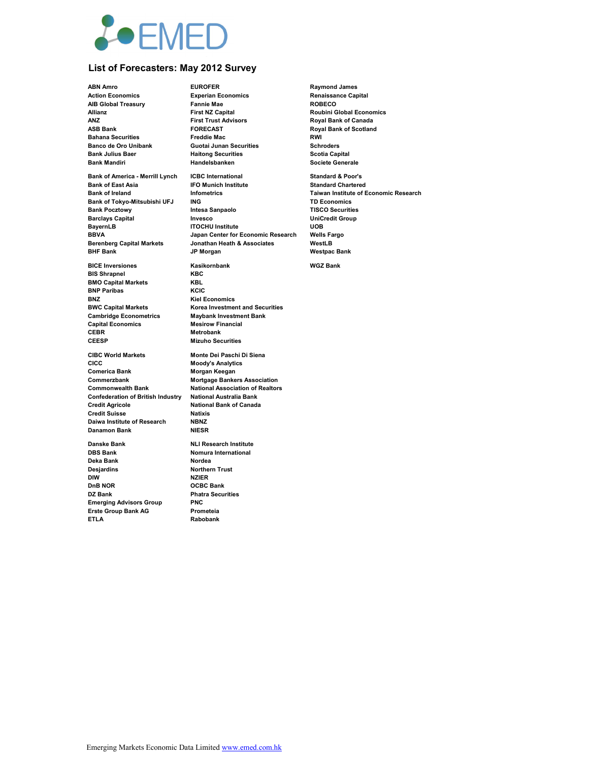EMED

## List of Forecasters: May 2012 Survey

ABN Amro
Action Economics
AIB Global Treasury
Allianz
ANZ
ASB Bank
Bahana Securities
Banco de Oro Unibank
Bank Julius Baer
Bank Mandiri

Bank of America - Merrill Lynch
Bank of East Asia
Bank of Ireland
Bank of Tokyo-Mitsubishi UFJ
Bank Pocztowy
Barclays Capital
BayernLB
BBVA
Berenberg Capital Markets
BHF Bank

BICE Inversiones
BIS Shrapnel
BMO Capital Markets
BNP Paribas
BNZ
BWC Capital Markets
Cambridge Econometrics
Capital Economics
CEBR
CEESP

CIBC World Markets
CICC
Comerica Bank
Commerzbank
Commonwealth Bank
Confederation of British Industry
Credit Agricole
Credit Suisse
Daiwa Institute of Research
Danamon Bank

Danske Bank
DBS Bank
Deka Bank
Desjardins
DIW
DnB NOR
DZ Bank
Emerging Advisors Group
Erste Group Bank AG
ETLA

EUROFER
Experian Economics
Fannie Mae
First NZ Capital
First Trust Advisors
FORECAST
Freddie Mac
Guotai Junan Securities
Haitong Securities
Handelsbanken

ICBC International
IFO Munich Institute
Infometrics
ING
Intesa Sanpaolo
Invesco
ITOCHU Institute
Japan Center for Economic Research
Jonathan Heath & Associates
JP Morgan

Kasikornbank
KBC
KBL
KCIC
Kiel Economics
Korea Investment and Securities
Maybank Investment Bank
Mesirow Financial
Metrobank
Mizuho Securities

Monte Dei Paschi Di Siena
Moody's Analytics
Morgan Keegan
Mortgage Bankers Association
National Association of Realtors
National Australia Bank
National Bank of Canada
Natixis
NBNZ
NIESR

NLI Research Institute
Nomura International
Nordea
Northern Trust
NZIER
OCBC Bank
Phatra Securities
PNC
Prometeia
Rabobank

Raymond James
Renaissance Capital
ROBECO
Roubini Global Economics
Royal Bank of Canada
Royal Bank of Scotland
RWI
Schroders
Scotia Capital
Societe Generale

Standard & Poor's
Standard Chartered
Taiwan Institute of Economic Research
TD Economics
TISCO Securities
UniCredit Group
UOB
Wells Fargo
WestLB
Westpac Bank

WGZ Bank

Emerging Markets Economic Data Limited www.emed.com.hk